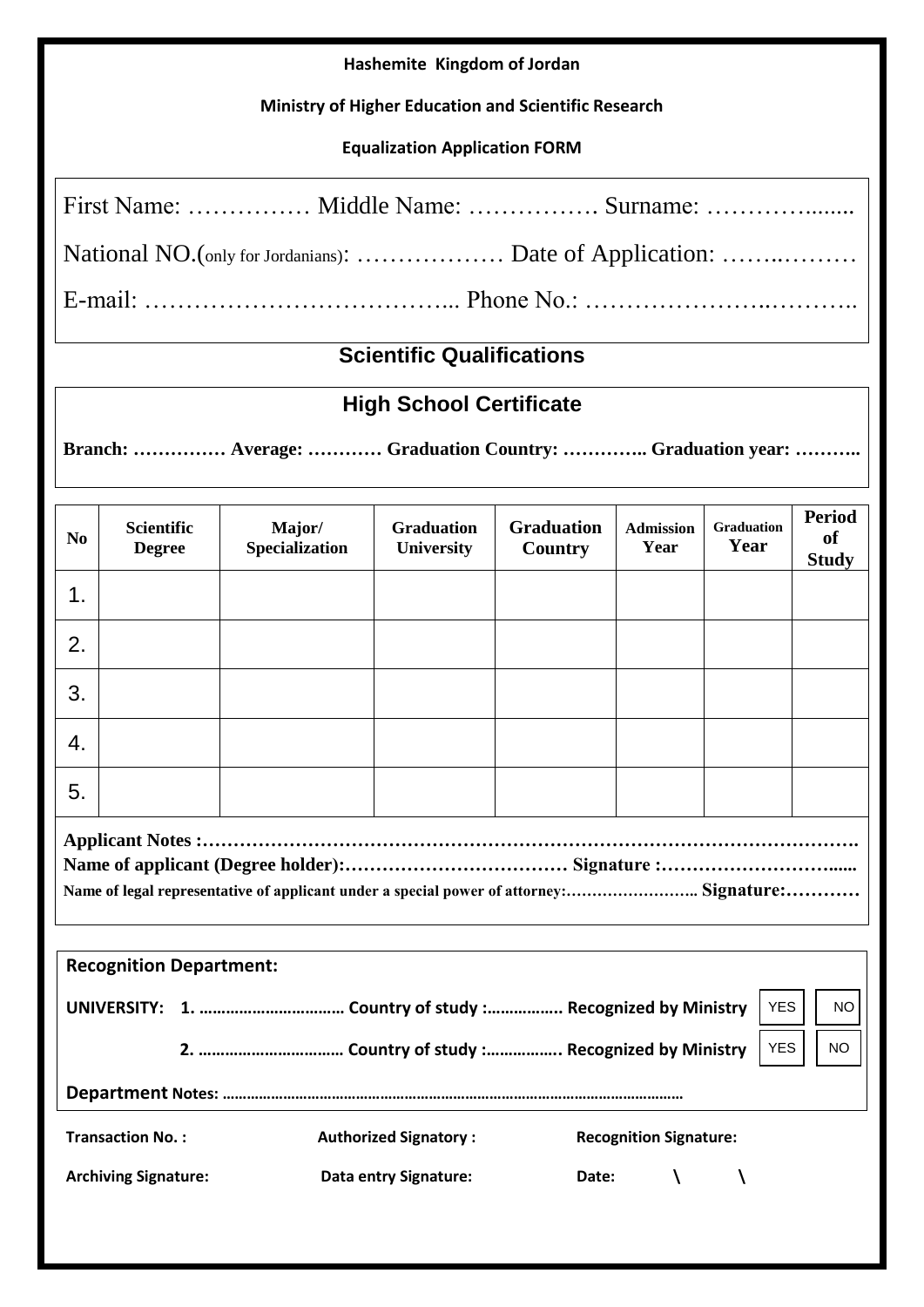**Hashemite Kingdom of Jordan**

**Ministry of Higher Education and Scientific Research**

**Equalization Application FORM**

First Name: …………… Middle Name: ……………. Surname: …………........

National NO.(only for Jordanians): ……………… Date of Application: ……..………

E-mail: ……………………………... Phone No.: ………………..………..

## Scientific Qualifications

### High School Certificate

**Branch: …………… Average: ………… Graduation Country: ………….. Graduation year: ………..**

| No | Scientific Degree | Major/ Specialization | Graduation University | Graduation Country | Admission Year | Graduation Year | Period of Study |
|---|---|---|---|---|---|---|---|
| 1. | | | | | | | |
| 2. | | | | | | | |
| 3. | | | | | | | |
| 4. | | | | | | | |
| 5. | | | | | | | |

**Applicant Notes :…………………………………………………………………………………….**

**Name of applicant (Degree holder):……………………………… Signature :………………………......**

**Name of legal representative of applicant under a special power of attorney:…………………….. Signature:…………**

**Recognition Department:**

**UNIVERSITY: 1. …………………………… Country of study :…………….. Recognized by Ministry** YES NO

**2. …………………………… Country of study :…………….. Recognized by Ministry** YES NO

**Department Notes: ……………………………………………………………………………………………**

**Transaction No. :** **Authorized Signatory :** **Recognition Signature:**

**Archiving Signature:** **Data entry Signature:** **Date: \ \**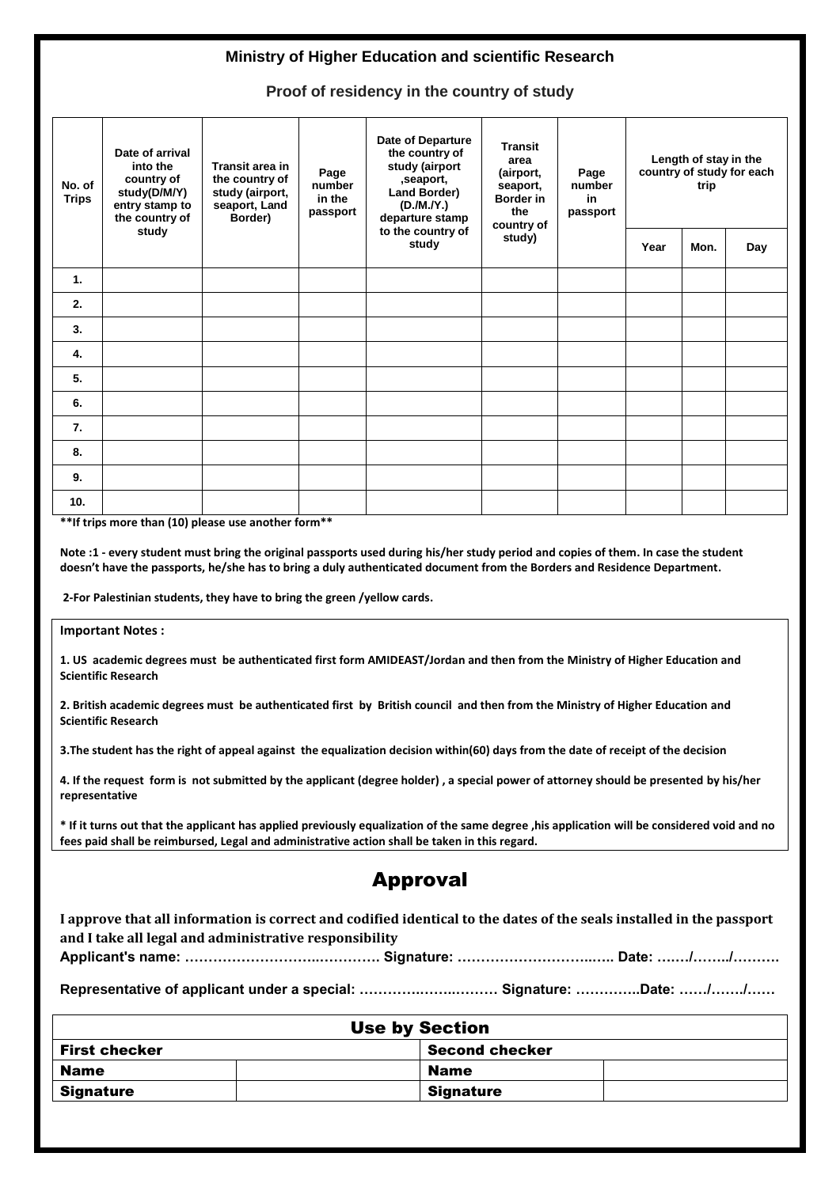**Ministry of Higher Education and scientific Research**

**Proof of residency in the country of study**

| No. of Trips | Date of arrival into the country of study(D/M/Y) entry stamp to the country of study | Transit area in the country of study (airport, seaport, Land Border) | Page number in the passport | Date of Departure the country of study (airport ,seaport, Land Border) (D./M./Y.) departure stamp to the country of study | Transit area (airport, seaport, Border in the country of study) | Page number in passport | Length of stay in the country of study for each trip | | |
|---|---|---|---|---|---|---|---|---|---|
| | | | | | | | Year | Mon. | Day |
| 1. | | | | | | | | | |
| 2. | | | | | | | | | |
| 3. | | | | | | | | | |
| 4. | | | | | | | | | |
| 5. | | | | | | | | | |
| 6. | | | | | | | | | |
| 7. | | | | | | | | | |
| 8. | | | | | | | | | |
| 9. | | | | | | | | | |
| 10. | | | | | | | | | |

**If trips more than (10) please use another form**

**Note :1 - every student must bring the original passports used during his/her study period and copies of them. In case the student doesn't have the passports, he/she has to bring a duly authenticated document from the Borders and Residence Department.**

**2-For Palestinian students, they have to bring the green /yellow cards.**

**Important Notes :**

**1. US academic degrees must be authenticated first form AMIDEAST/Jordan and then from the Ministry of Higher Education and Scientific Research**

**2. British academic degrees must be authenticated first by British council and then from the Ministry of Higher Education and Scientific Research**

**3.The student has the right of appeal against the equalization decision within(60) days from the date of receipt of the decision**

**4. If the request form is not submitted by the applicant (degree holder) , a special power of attorney should be presented by his/her representative**

**\* If it turns out that the applicant has applied previously equalization of the same degree ,his application will be considered void and no fees paid shall be reimbursed, Legal and administrative action shall be taken in this regard.**

# Approval

**I approve that all information is correct and codified identical to the dates of the seals installed in the passport and I take all legal and administrative responsibility**

**Applicant's name: ………………………..…………. Signature: …………………………..….. Date: ……/……../……….**

**Representative of applicant under a special: …………..……..……… Signature: …………..Date: ……/……./……**

| Use by Section | | | |
|---|---|---|---|
| **First checker** | | **Second checker** | |
| **Name** | | **Name** | |
| **Signature** | | **Signature** | |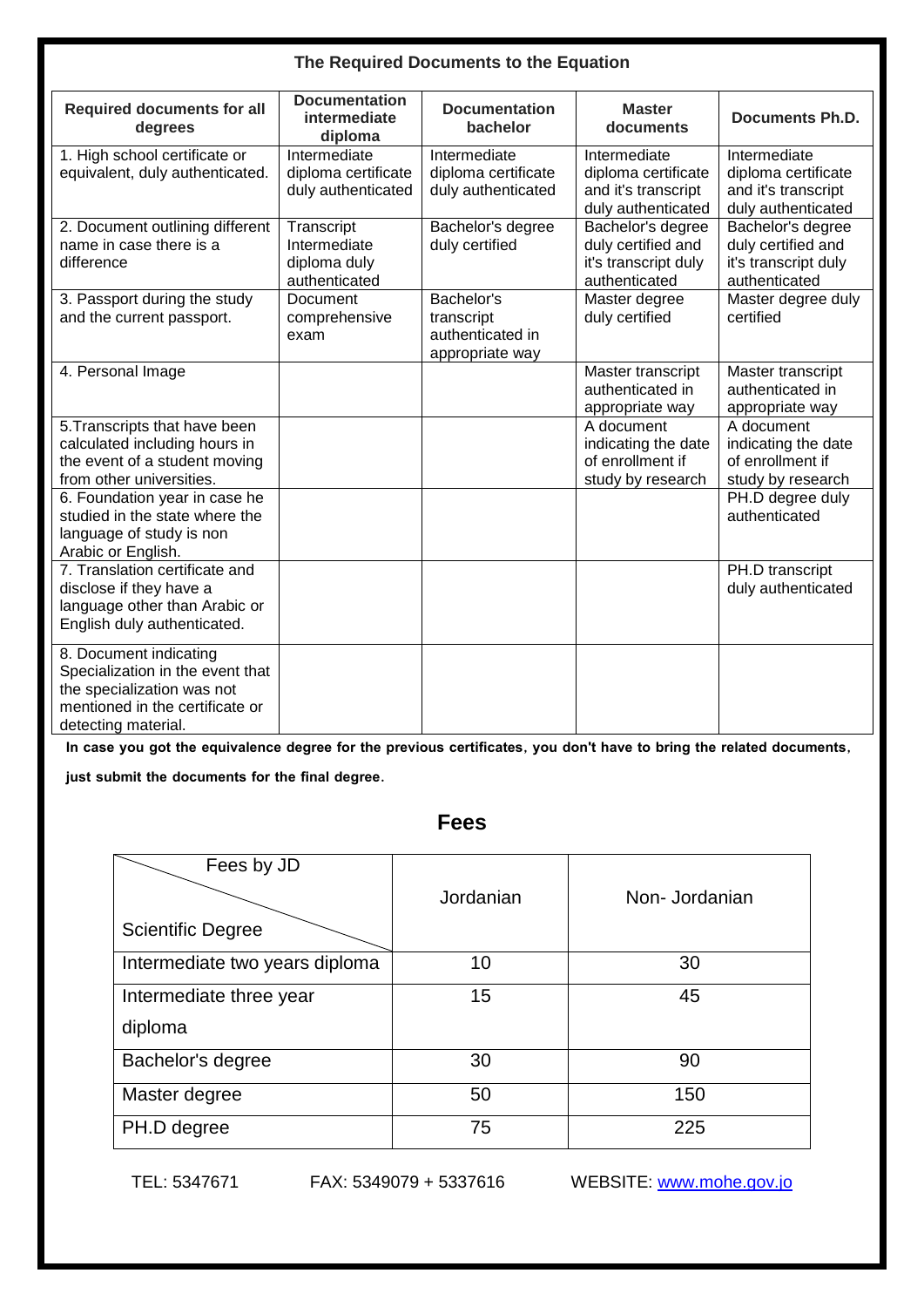## The Required Documents to the Equation

| Required documents for all degrees | Documentation intermediate diploma | Documentation bachelor | Master documents | Documents Ph.D. |
|---|---|---|---|---|
| 1. High school certificate or equivalent, duly authenticated. | Intermediate diploma certificate duly authenticated | Intermediate diploma certificate duly authenticated | Intermediate diploma certificate and it's transcript duly authenticated | Intermediate diploma certificate and it's transcript duly authenticated |
| 2. Document outlining different name in case there is a difference | Transcript Intermediate diploma duly authenticated | Bachelor's degree duly certified | Bachelor's degree duly certified and it's transcript duly authenticated | Bachelor's degree duly certified and it's transcript duly authenticated |
| 3. Passport during the study and the current passport. | Document comprehensive exam | Bachelor's transcript authenticated in appropriate way | Master degree duly certified | Master degree duly certified |
| 4. Personal Image | | | Master transcript authenticated in appropriate way | Master transcript authenticated in appropriate way |
| 5.Transcripts that have been calculated including hours in the event of a student moving from other universities. | | | A document indicating the date of enrollment if study by research | A document indicating the date of enrollment if study by research |
| 6. Foundation year in case he studied in the state where the language of study is non Arabic or English. | | | | PH.D degree duly authenticated |
| 7. Translation certificate and disclose if they have a language other than Arabic or English duly authenticated. | | | | PH.D transcript duly authenticated |
| 8. Document indicating Specialization in the event that the specialization was not mentioned in the certificate or detecting material. | | | | |

**In case you got the equivalence degree for the previous certificates, you don't have to bring the related documents, just submit the documents for the final degree.**

## Fees

| Fees by JD / Scientific Degree | Jordanian | Non- Jordanian |
|---|---|---|
| Intermediate two years diploma | 10 | 30 |
| Intermediate three year diploma | 15 | 45 |
| Bachelor's degree | 30 | 90 |
| Master degree | 50 | 150 |
| PH.D degree | 75 | 225 |

TEL: 5347671 FAX: 5349079 + 5337616 WEBSITE: www.mohe.gov.jo